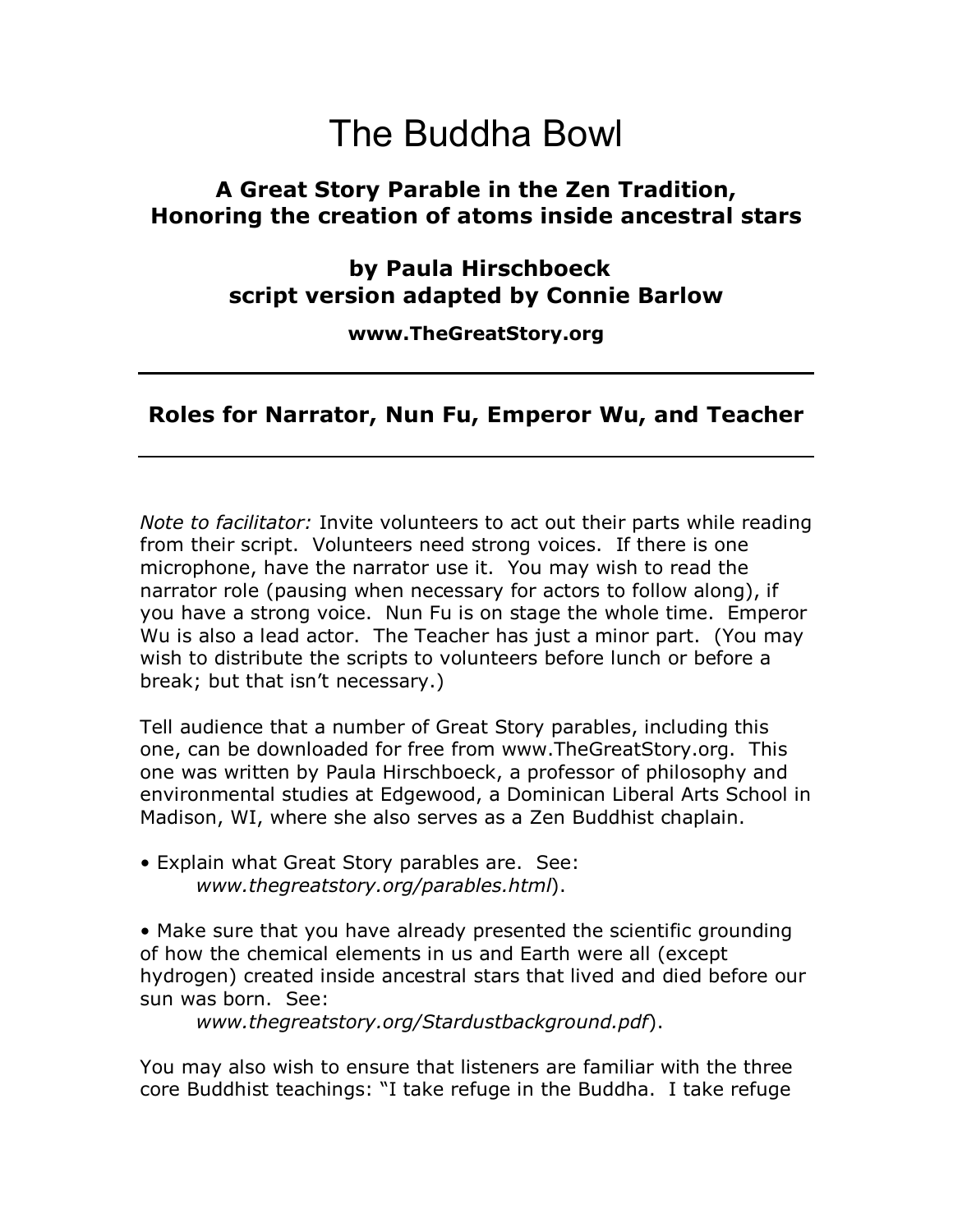# The Buddha Bowl

## A Great Story Parable in the Zen Tradition, Honoring the creation of atoms inside ancestral stars

### by Paula Hirschboeck
### script version adapted by Connie Barlow

**www.TheGreatStory.org**

---

## Roles for Narrator, Nun Fu, Emperor Wu, and Teacher

---

*Note to facilitator:* Invite volunteers to act out their parts while reading from their script. Volunteers need strong voices. If there is one microphone, have the narrator use it. You may wish to read the narrator role (pausing when necessary for actors to follow along), if you have a strong voice. Nun Fu is on stage the whole time. Emperor Wu is also a lead actor. The Teacher has just a minor part. (You may wish to distribute the scripts to volunteers before lunch or before a break; but that isn't necessary.)

Tell audience that a number of Great Story parables, including this one, can be downloaded for free from www.TheGreatStory.org. This one was written by Paula Hirschboeck, a professor of philosophy and environmental studies at Edgewood, a Dominican Liberal Arts School in Madison, WI, where she also serves as a Zen Buddhist chaplain.

• Explain what Great Story parables are. See:
 *www.thegreatstory.org/parables.html*).

• Make sure that you have already presented the scientific grounding of how the chemical elements in us and Earth were all (except hydrogen) created inside ancestral stars that lived and died before our sun was born. See:
 *www.thegreatstory.org/Stardustbackground.pdf*).

You may also wish to ensure that listeners are familiar with the three core Buddhist teachings: "I take refuge in the Buddha. I take refuge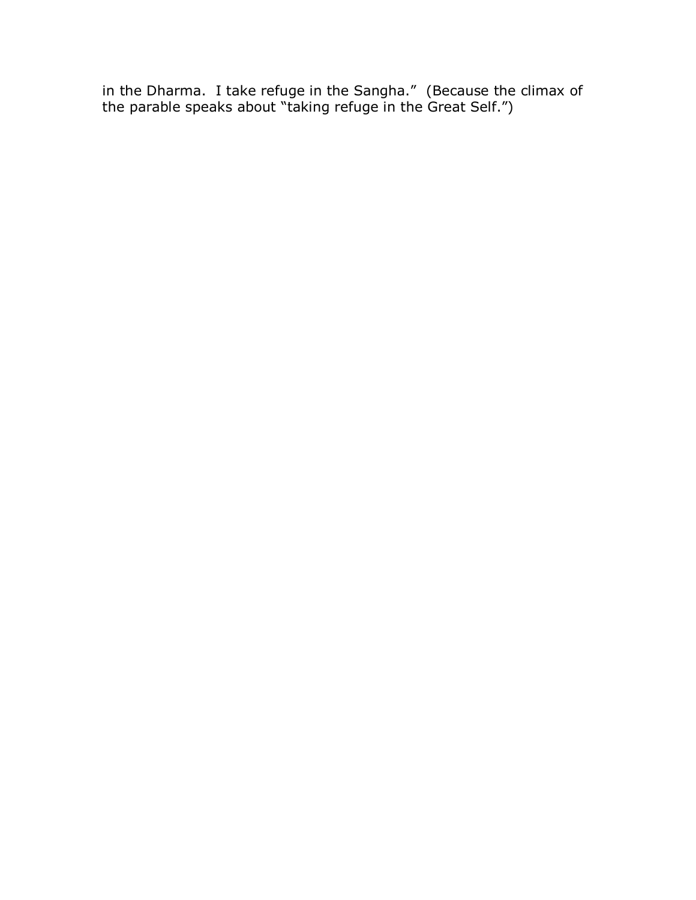in the Dharma. I take refuge in the Sangha." (Because the climax of the parable speaks about "taking refuge in the Great Self.")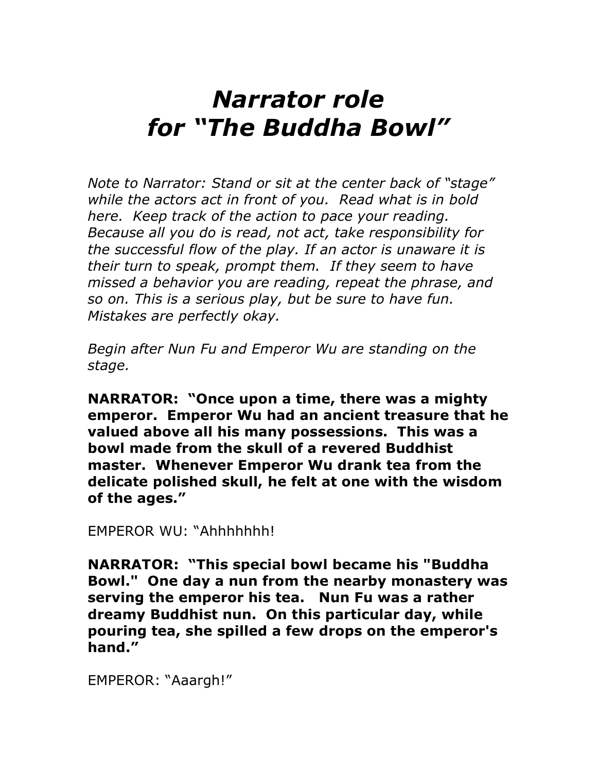# *Narrator role for "The Buddha Bowl"*

*Note to Narrator: Stand or sit at the center back of "stage" while the actors act in front of you. Read what is in bold here. Keep track of the action to pace your reading. Because all you do is read, not act, take responsibility for the successful flow of the play. If an actor is unaware it is their turn to speak, prompt them. If they seem to have missed a behavior you are reading, repeat the phrase, and so on. This is a serious play, but be sure to have fun. Mistakes are perfectly okay.*

*Begin after Nun Fu and Emperor Wu are standing on the stage.*

**NARRATOR: "Once upon a time, there was a mighty emperor. Emperor Wu had an ancient treasure that he valued above all his many possessions. This was a bowl made from the skull of a revered Buddhist master. Whenever Emperor Wu drank tea from the delicate polished skull, he felt at one with the wisdom of the ages."**

EMPEROR WU: "Ahhhhhhh!

**NARRATOR: "This special bowl became his "Buddha Bowl." One day a nun from the nearby monastery was serving the emperor his tea. Nun Fu was a rather dreamy Buddhist nun. On this particular day, while pouring tea, she spilled a few drops on the emperor's hand."**

EMPEROR: "Aaargh!"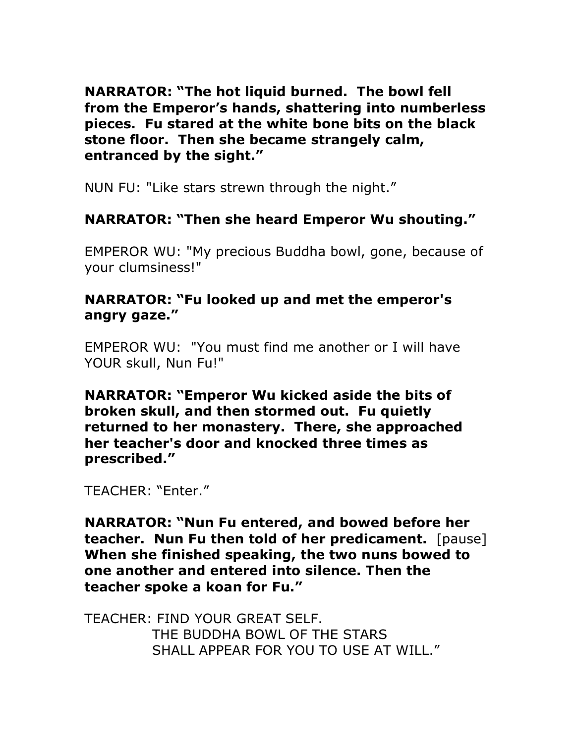**NARRATOR: "The hot liquid burned. The bowl fell from the Emperor's hands, shattering into numberless pieces. Fu stared at the white bone bits on the black stone floor. Then she became strangely calm, entranced by the sight."**

NUN FU: "Like stars strewn through the night."

**NARRATOR: "Then she heard Emperor Wu shouting."**

EMPEROR WU: "My precious Buddha bowl, gone, because of your clumsiness!"

**NARRATOR: "Fu looked up and met the emperor's angry gaze."**

EMPEROR WU: "You must find me another or I will have YOUR skull, Nun Fu!"

**NARRATOR: "Emperor Wu kicked aside the bits of broken skull, and then stormed out. Fu quietly returned to her monastery. There, she approached her teacher's door and knocked three times as prescribed."**

TEACHER: "Enter."

**NARRATOR: "Nun Fu entered, and bowed before her teacher. Nun Fu then told of her predicament.** [pause] **When she finished speaking, the two nuns bowed to one another and entered into silence. Then the teacher spoke a koan for Fu."**

TEACHER: FIND YOUR GREAT SELF.
THE BUDDHA BOWL OF THE STARS
SHALL APPEAR FOR YOU TO USE AT WILL."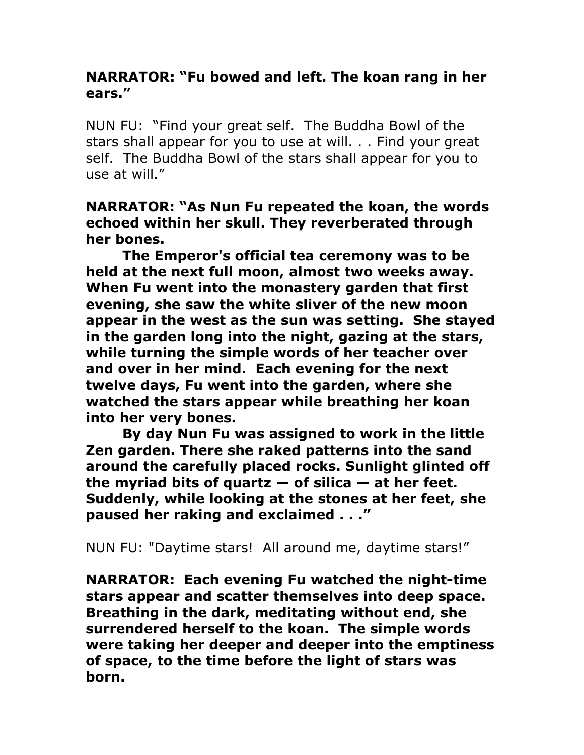**NARRATOR: "Fu bowed and left. The koan rang in her ears."**

NUN FU: "Find your great self. The Buddha Bowl of the stars shall appear for you to use at will. . . Find your great self. The Buddha Bowl of the stars shall appear for you to use at will."

**NARRATOR: "As Nun Fu repeated the koan, the words echoed within her skull. They reverberated through her bones.**

**The Emperor's official tea ceremony was to be held at the next full moon, almost two weeks away. When Fu went into the monastery garden that first evening, she saw the white sliver of the new moon appear in the west as the sun was setting. She stayed in the garden long into the night, gazing at the stars, while turning the simple words of her teacher over and over in her mind. Each evening for the next twelve days, Fu went into the garden, where she watched the stars appear while breathing her koan into her very bones.**

**By day Nun Fu was assigned to work in the little Zen garden. There she raked patterns into the sand around the carefully placed rocks. Sunlight glinted off the myriad bits of quartz — of silica — at her feet. Suddenly, while looking at the stones at her feet, she paused her raking and exclaimed . . ."**

NUN FU: "Daytime stars! All around me, daytime stars!"

**NARRATOR: Each evening Fu watched the night-time stars appear and scatter themselves into deep space. Breathing in the dark, meditating without end, she surrendered herself to the koan. The simple words were taking her deeper and deeper into the emptiness of space, to the time before the light of stars was born.**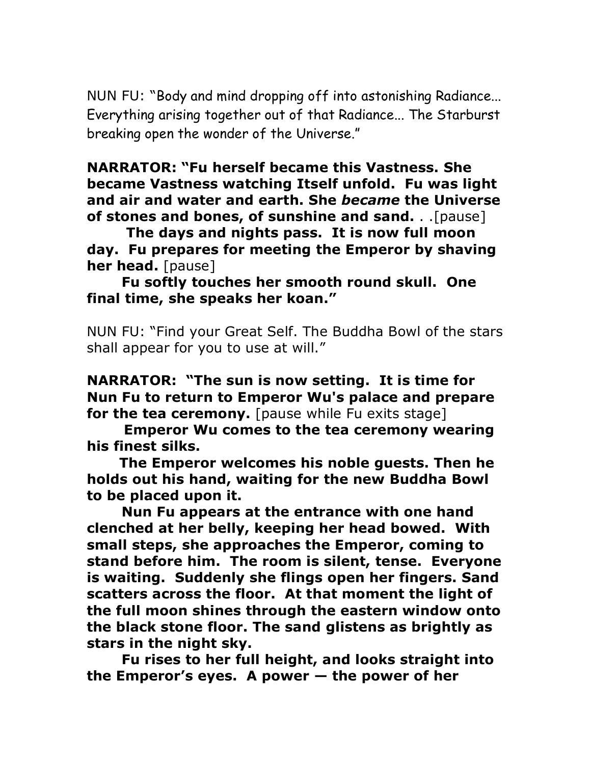NUN FU: "Body and mind dropping off into astonishing Radiance... Everything arising together out of that Radiance... The Starburst breaking open the wonder of the Universe."

**NARRATOR: "Fu herself became this Vastness. She became Vastness watching Itself unfold. Fu was light and air and water and earth. She *became* the Universe of stones and bones, of sunshine and sand.** . .[pause]

**The days and nights pass. It is now full moon day. Fu prepares for meeting the Emperor by shaving her head.** [pause]

**Fu softly touches her smooth round skull. One final time, she speaks her koan."**

NUN FU: "Find your Great Self. The Buddha Bowl of the stars shall appear for you to use at will."

**NARRATOR: "The sun is now setting. It is time for Nun Fu to return to Emperor Wu's palace and prepare for the tea ceremony.** [pause while Fu exits stage]

**Emperor Wu comes to the tea ceremony wearing his finest silks.**

**The Emperor welcomes his noble guests. Then he holds out his hand, waiting for the new Buddha Bowl to be placed upon it.**

**Nun Fu appears at the entrance with one hand clenched at her belly, keeping her head bowed. With small steps, she approaches the Emperor, coming to stand before him. The room is silent, tense. Everyone is waiting. Suddenly she flings open her fingers. Sand scatters across the floor. At that moment the light of the full moon shines through the eastern window onto the black stone floor. The sand glistens as brightly as stars in the night sky.**

**Fu rises to her full height, and looks straight into the Emperor's eyes. A power — the power of her**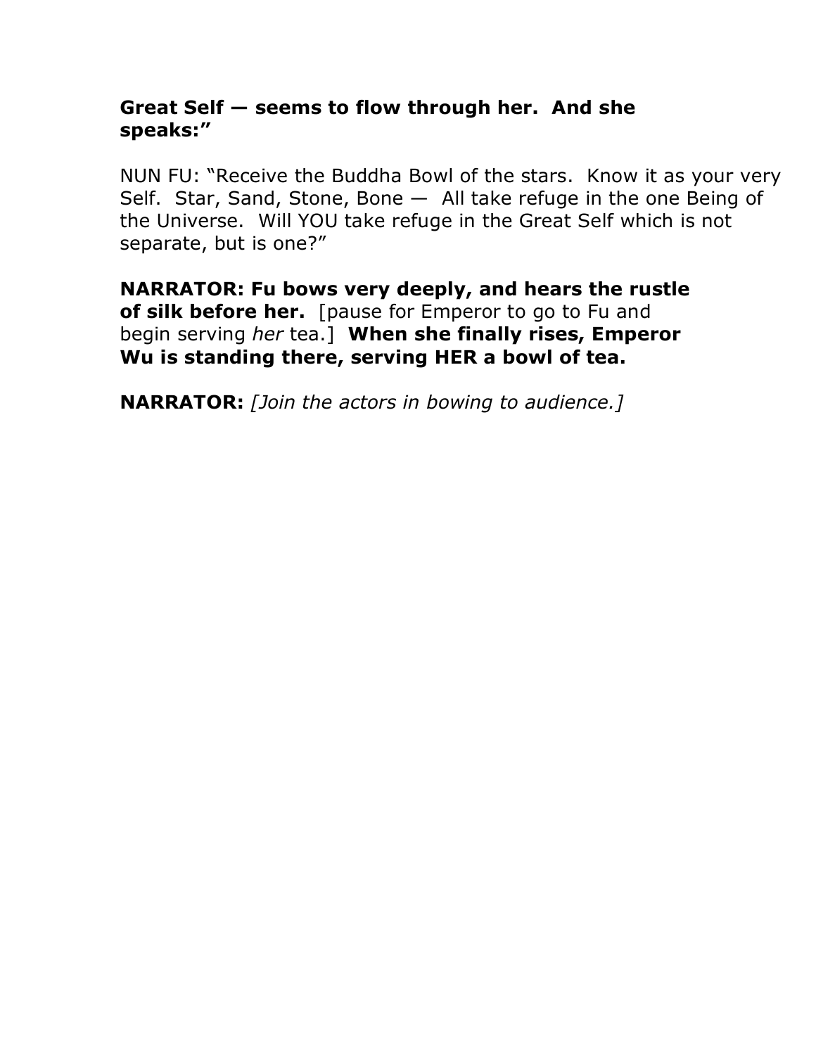**Great Self — seems to flow through her. And she speaks:"**

NUN FU: "Receive the Buddha Bowl of the stars. Know it as your very Self. Star, Sand, Stone, Bone — All take refuge in the one Being of the Universe. Will YOU take refuge in the Great Self which is not separate, but is one?"

**NARRATOR: Fu bows very deeply, and hears the rustle of silk before her.** [pause for Emperor to go to Fu and begin serving *her* tea.] **When she finally rises, Emperor Wu is standing there, serving HER a bowl of tea.**

**NARRATOR:** *[Join the actors in bowing to audience.]*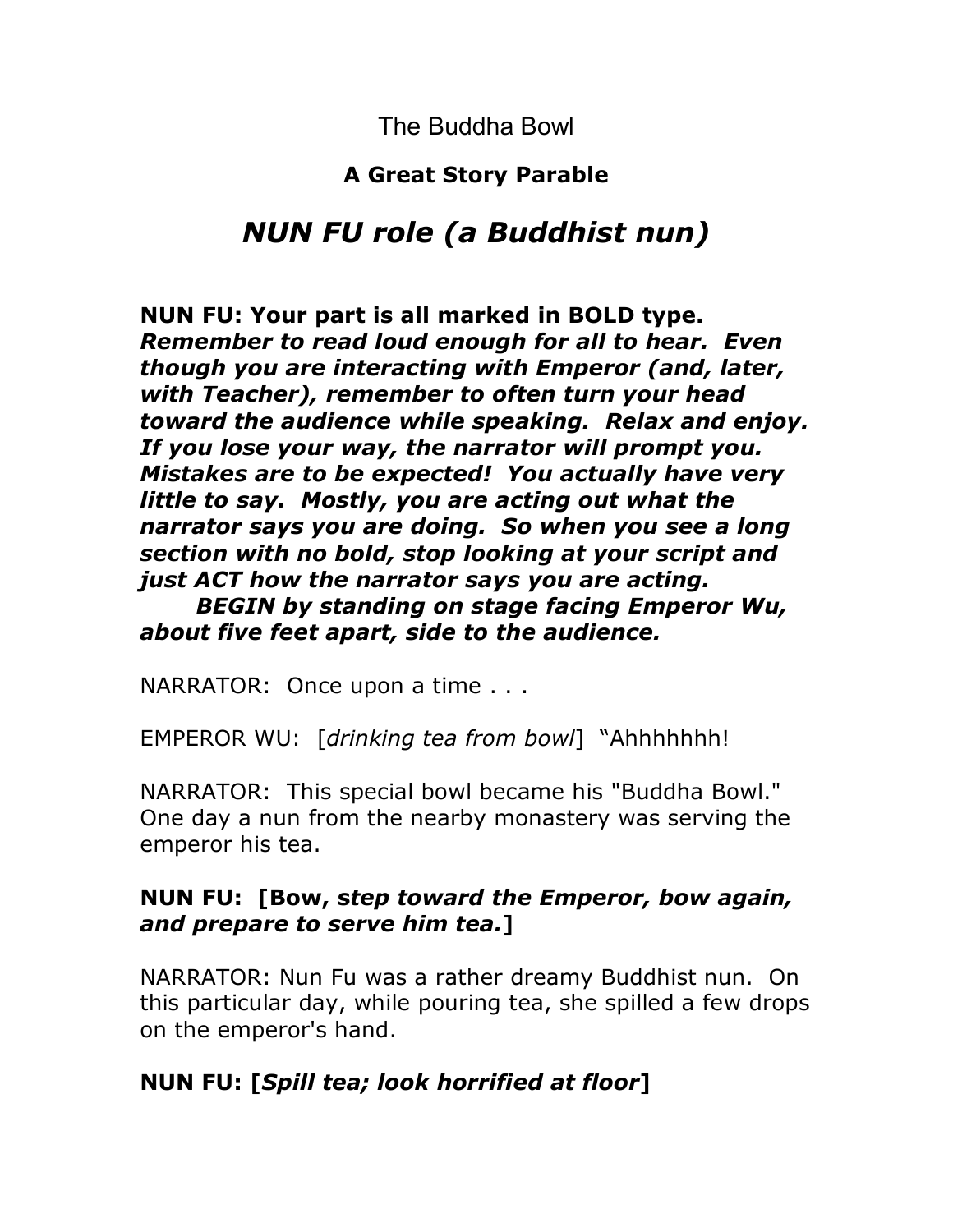The Buddha Bowl

**A Great Story Parable**

## *NUN FU role (a Buddhist nun)*

**NUN FU: Your part is all marked in BOLD type.** ***Remember to read loud enough for all to hear. Even though you are interacting with Emperor (and, later, with Teacher), remember to often turn your head toward the audience while speaking. Relax and enjoy. If you lose your way, the narrator will prompt you. Mistakes are to be expected! You actually have very little to say. Mostly, you are acting out what the narrator says you are doing. So when you see a long section with no bold, stop looking at your script and just ACT how the narrator says you are acting.***

***BEGIN by standing on stage facing Emperor Wu, about five feet apart, side to the audience.***

NARRATOR: Once upon a time . . .

EMPEROR WU: [*drinking tea from bowl*] "Ahhhhhhh!

NARRATOR: This special bowl became his "Buddha Bowl." One day a nun from the nearby monastery was serving the emperor his tea.

**NUN FU: [Bow, *step toward the Emperor, bow again, and prepare to serve him tea.*]**

NARRATOR: Nun Fu was a rather dreamy Buddhist nun. On this particular day, while pouring tea, she spilled a few drops on the emperor's hand.

**NUN FU: [*Spill tea; look horrified at floor*]**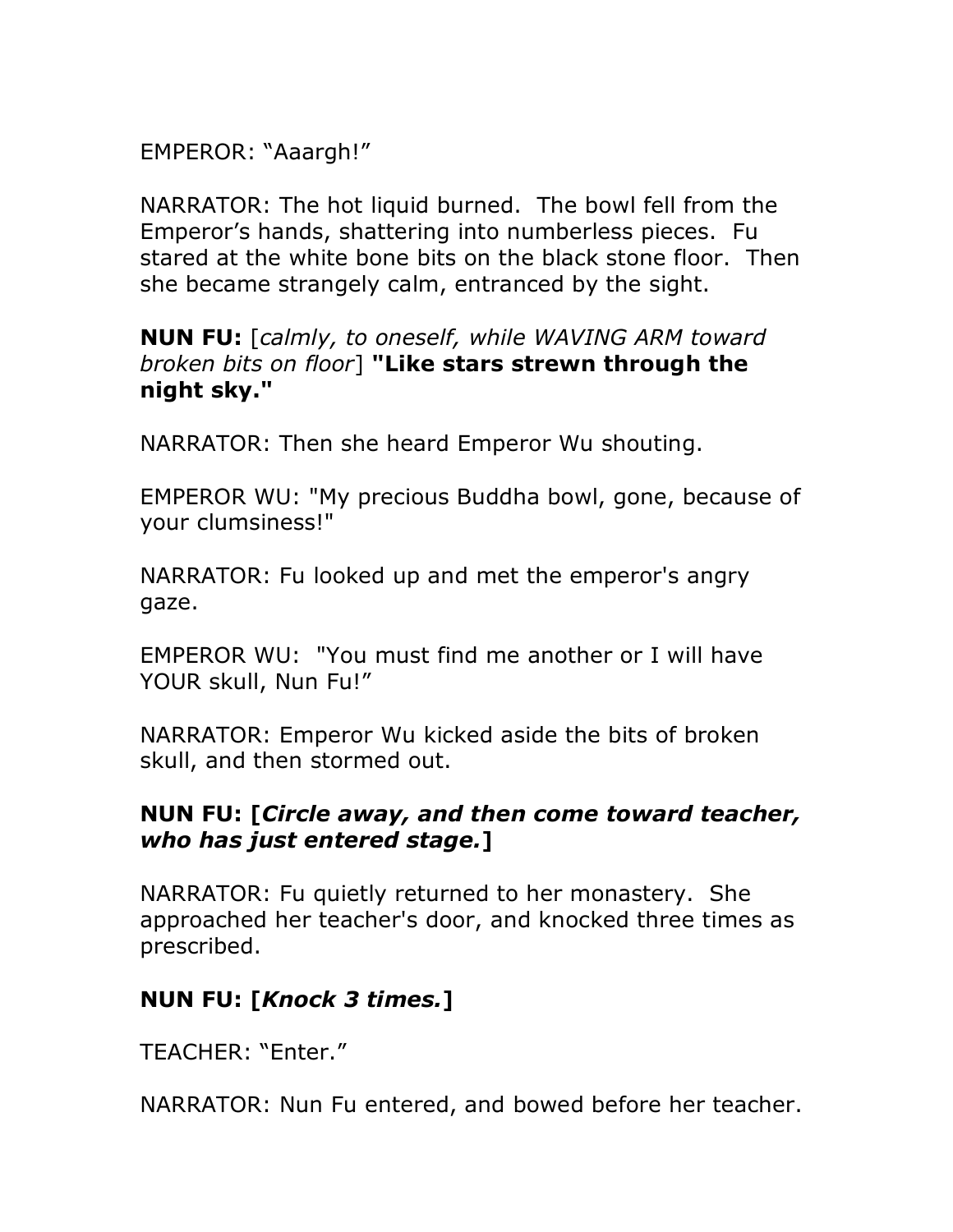EMPEROR: “Aaargh!”

NARRATOR: The hot liquid burned. The bowl fell from the Emperor’s hands, shattering into numberless pieces. Fu stared at the white bone bits on the black stone floor. Then she became strangely calm, entranced by the sight.

**NUN FU:** [*calmly, to oneself, while WAVING ARM toward broken bits on floor*] **"Like stars strewn through the night sky."**

NARRATOR: Then she heard Emperor Wu shouting.

EMPEROR WU: "My precious Buddha bowl, gone, because of your clumsiness!"

NARRATOR: Fu looked up and met the emperor's angry gaze.

EMPEROR WU: "You must find me another or I will have YOUR skull, Nun Fu!”

NARRATOR: Emperor Wu kicked aside the bits of broken skull, and then stormed out.

**NUN FU: [*Circle away, and then come toward teacher, who has just entered stage.*]**

NARRATOR: Fu quietly returned to her monastery. She approached her teacher's door, and knocked three times as prescribed.

**NUN FU: [*Knock 3 times.*]**

TEACHER: “Enter.”

NARRATOR: Nun Fu entered, and bowed before her teacher.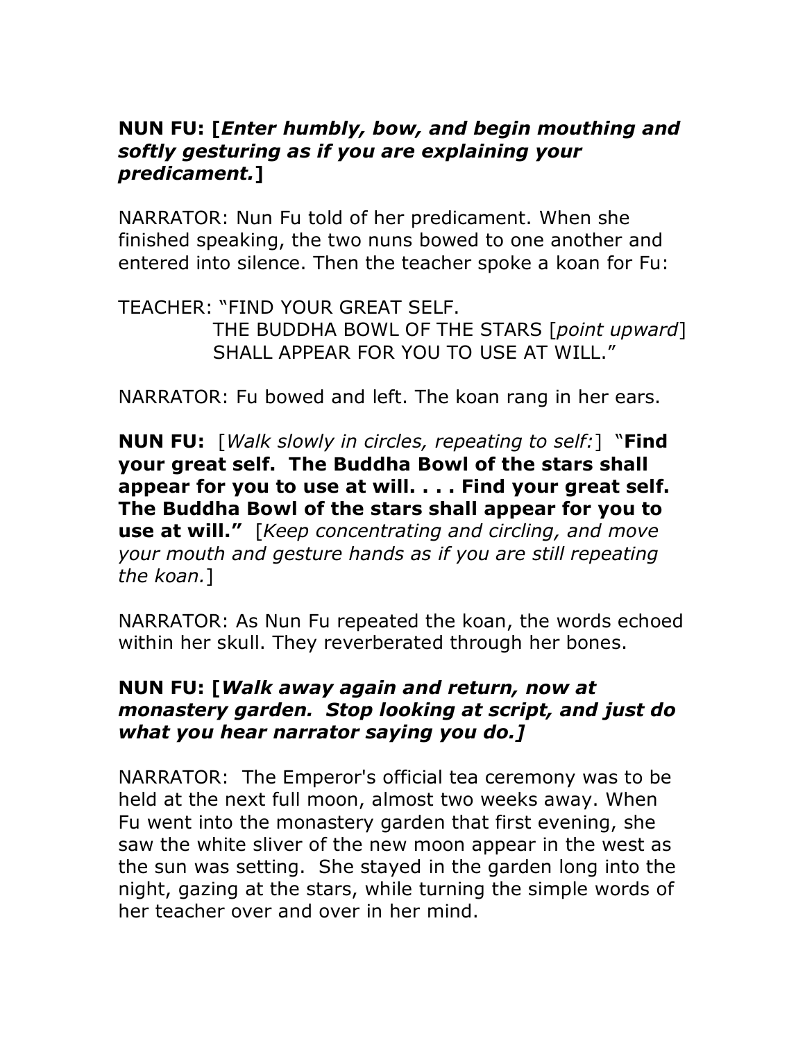**NUN FU: [*Enter humbly, bow, and begin mouthing and softly gesturing as if you are explaining your predicament.*]**

NARRATOR: Nun Fu told of her predicament. When she finished speaking, the two nuns bowed to one another and entered into silence. Then the teacher spoke a koan for Fu:

TEACHER: "FIND YOUR GREAT SELF.
THE BUDDHA BOWL OF THE STARS [*point upward*]
SHALL APPEAR FOR YOU TO USE AT WILL."

NARRATOR: Fu bowed and left. The koan rang in her ears.

**NUN FU:** [*Walk slowly in circles, repeating to self:*] "**Find your great self. The Buddha Bowl of the stars shall appear for you to use at will. . . . Find your great self. The Buddha Bowl of the stars shall appear for you to use at will."** [*Keep concentrating and circling, and move your mouth and gesture hands as if you are still repeating the koan.*]

NARRATOR: As Nun Fu repeated the koan, the words echoed within her skull. They reverberated through her bones.

**NUN FU: [*Walk away again and return, now at monastery garden. Stop looking at script, and just do what you hear narrator saying you do.]***

NARRATOR: The Emperor's official tea ceremony was to be held at the next full moon, almost two weeks away. When Fu went into the monastery garden that first evening, she saw the white sliver of the new moon appear in the west as the sun was setting. She stayed in the garden long into the night, gazing at the stars, while turning the simple words of her teacher over and over in her mind.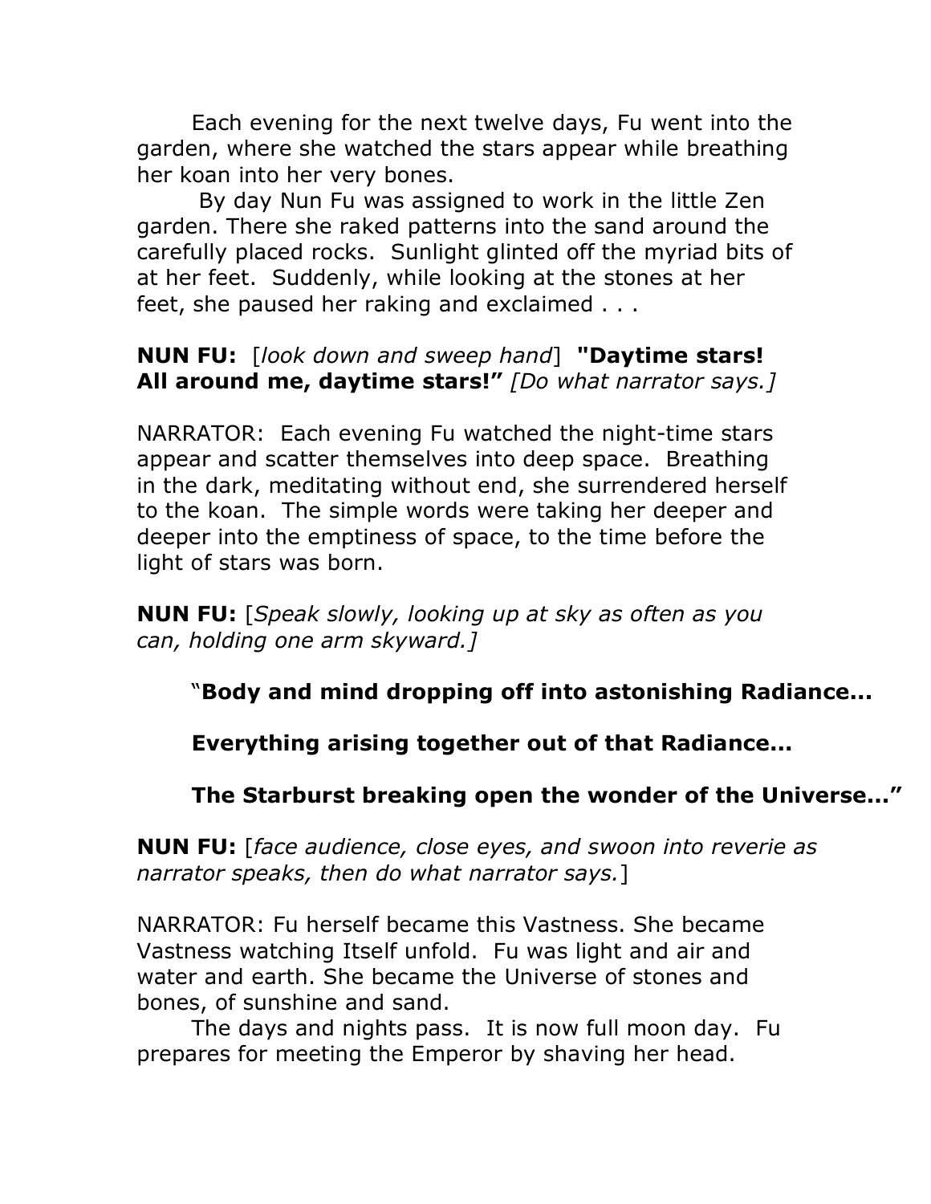Each evening for the next twelve days, Fu went into the garden, where she watched the stars appear while breathing her koan into her very bones.

By day Nun Fu was assigned to work in the little Zen garden. There she raked patterns into the sand around the carefully placed rocks. Sunlight glinted off the myriad bits of at her feet. Suddenly, while looking at the stones at her feet, she paused her raking and exclaimed . . .

**NUN FU:** [*look down and sweep hand*] **"Daytime stars! All around me, daytime stars!"** *[Do what narrator says.]*

NARRATOR: Each evening Fu watched the night-time stars appear and scatter themselves into deep space. Breathing in the dark, meditating without end, she surrendered herself to the koan. The simple words were taking her deeper and deeper into the emptiness of space, to the time before the light of stars was born.

**NUN FU:** [*Speak slowly, looking up at sky as often as you can, holding one arm skyward.]*

"**Body and mind dropping off into astonishing Radiance...**

**Everything arising together out of that Radiance...**

**The Starburst breaking open the wonder of the Universe..."**

**NUN FU:** [*face audience, close eyes, and swoon into reverie as narrator speaks, then do what narrator says.*]

NARRATOR: Fu herself became this Vastness. She became Vastness watching Itself unfold. Fu was light and air and water and earth. She became the Universe of stones and bones, of sunshine and sand.

The days and nights pass. It is now full moon day. Fu prepares for meeting the Emperor by shaving her head.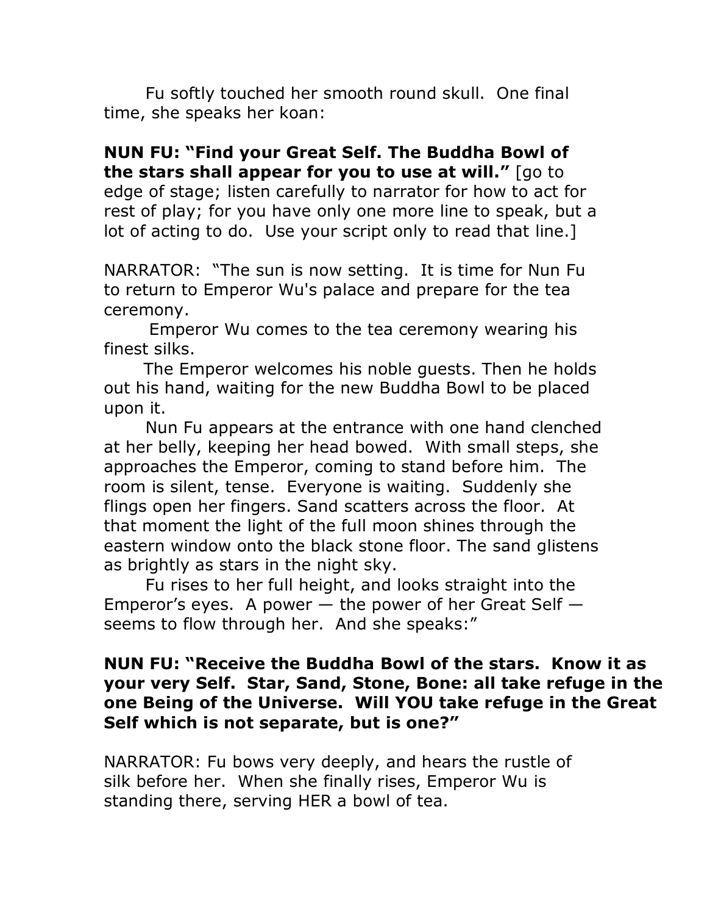Fu softly touched her smooth round skull. One final time, she speaks her koan:

**NUN FU: "Find your Great Self. The Buddha Bowl of the stars shall appear for you to use at will."** [go to edge of stage; listen carefully to narrator for how to act for rest of play; for you have only one more line to speak, but a lot of acting to do. Use your script only to read that line.]

NARRATOR: "The sun is now setting. It is time for Nun Fu to return to Emperor Wu's palace and prepare for the tea ceremony.

Emperor Wu comes to the tea ceremony wearing his finest silks.

The Emperor welcomes his noble guests. Then he holds out his hand, waiting for the new Buddha Bowl to be placed upon it.

Nun Fu appears at the entrance with one hand clenched at her belly, keeping her head bowed. With small steps, she approaches the Emperor, coming to stand before him. The room is silent, tense. Everyone is waiting. Suddenly she flings open her fingers. Sand scatters across the floor. At that moment the light of the full moon shines through the eastern window onto the black stone floor. The sand glistens as brightly as stars in the night sky.

Fu rises to her full height, and looks straight into the Emperor's eyes. A power — the power of her Great Self — seems to flow through her. And she speaks:"

**NUN FU: "Receive the Buddha Bowl of the stars. Know it as your very Self. Star, Sand, Stone, Bone: all take refuge in the one Being of the Universe. Will YOU take refuge in the Great Self which is not separate, but is one?"**

NARRATOR: Fu bows very deeply, and hears the rustle of silk before her. When she finally rises, Emperor Wu is standing there, serving HER a bowl of tea.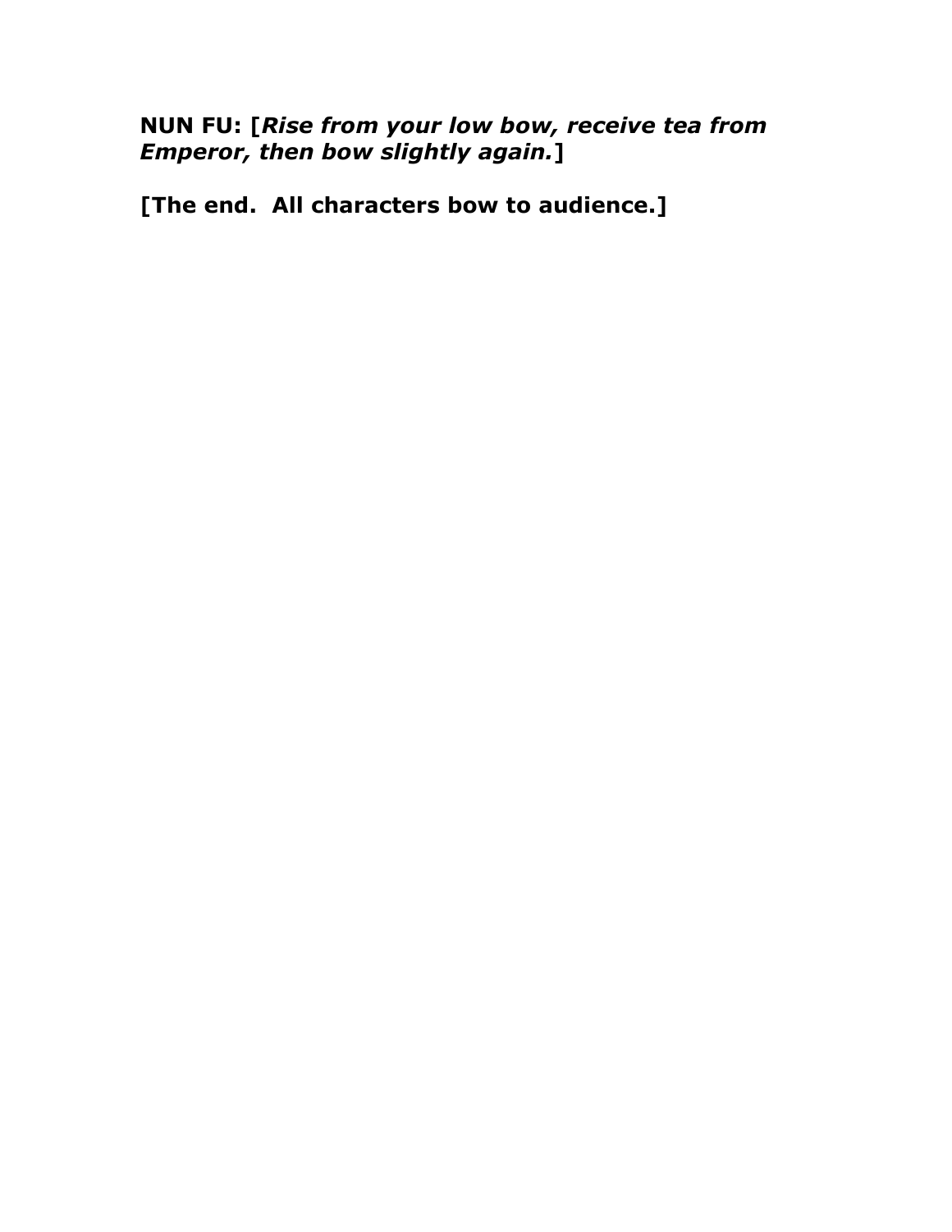**NUN FU: [*Rise from your low bow, receive tea from Emperor, then bow slightly again.*]**

**[The end.  All characters bow to audience.]**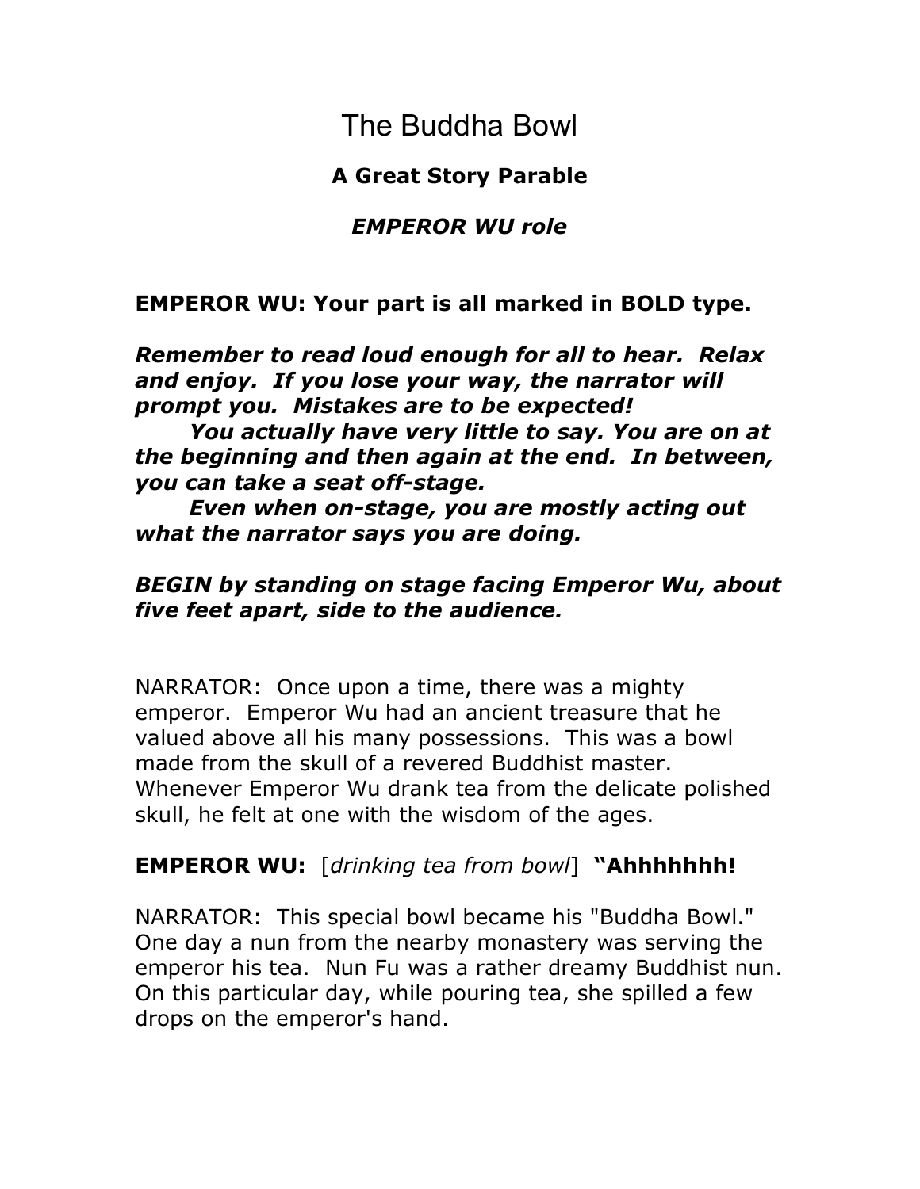# The Buddha Bowl

### **A Great Story Parable**

### ***EMPEROR WU role***

**EMPEROR WU: Your part is all marked in BOLD type.**

***Remember to read loud enough for all to hear. Relax and enjoy. If you lose your way, the narrator will prompt you. Mistakes are to be expected!***

***You actually have very little to say. You are on at the beginning and then again at the end. In between, you can take a seat off-stage.***

***Even when on-stage, you are mostly acting out what the narrator says you are doing.***

***BEGIN by standing on stage facing Emperor Wu, about five feet apart, side to the audience.***

NARRATOR: Once upon a time, there was a mighty emperor. Emperor Wu had an ancient treasure that he valued above all his many possessions. This was a bowl made from the skull of a revered Buddhist master. Whenever Emperor Wu drank tea from the delicate polished skull, he felt at one with the wisdom of the ages.

**EMPEROR WU:** [*drinking tea from bowl*] **"Ahhhhhhh!**

NARRATOR: This special bowl became his "Buddha Bowl." One day a nun from the nearby monastery was serving the emperor his tea. Nun Fu was a rather dreamy Buddhist nun. On this particular day, while pouring tea, she spilled a few drops on the emperor's hand.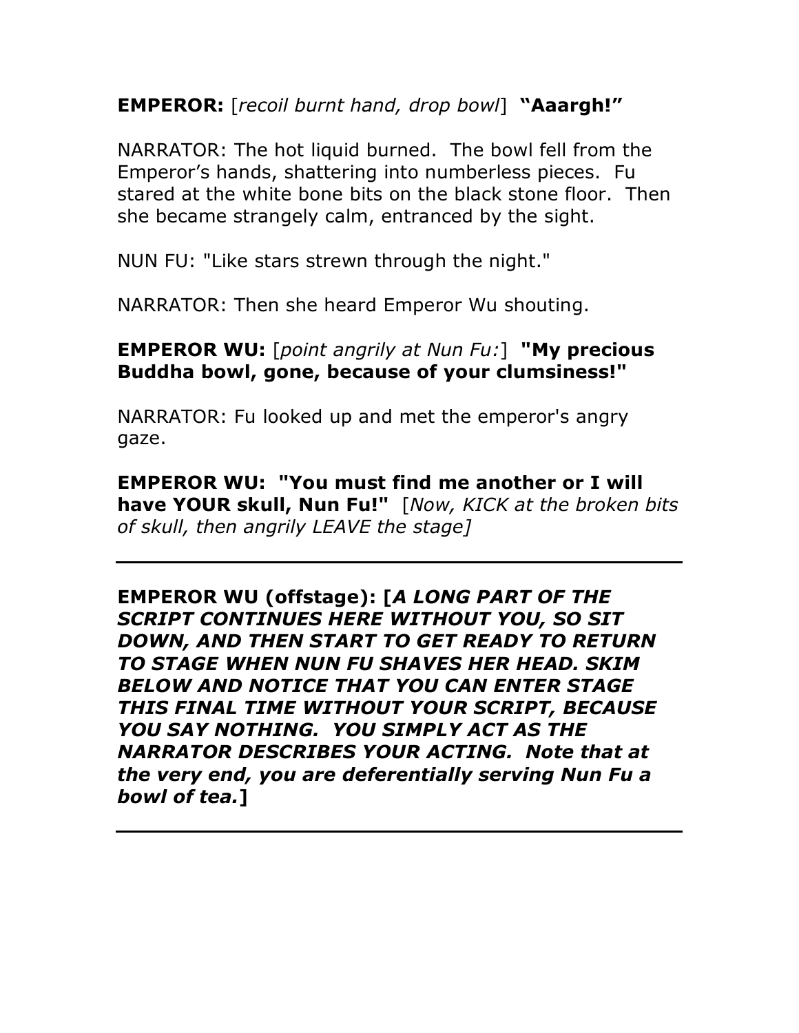**EMPEROR:** [*recoil burnt hand, drop bowl*] **"Aaargh!"**

NARRATOR: The hot liquid burned. The bowl fell from the Emperor's hands, shattering into numberless pieces. Fu stared at the white bone bits on the black stone floor. Then she became strangely calm, entranced by the sight.

NUN FU: "Like stars strewn through the night."

NARRATOR: Then she heard Emperor Wu shouting.

**EMPEROR WU:** [*point angrily at Nun Fu:*] **"My precious Buddha bowl, gone, because of your clumsiness!"**

NARRATOR: Fu looked up and met the emperor's angry gaze.

**EMPEROR WU: "You must find me another or I will have YOUR skull, Nun Fu!"** [*Now, KICK at the broken bits of skull, then angrily LEAVE the stage]*

---

**EMPEROR WU (offstage): [*A LONG PART OF THE SCRIPT CONTINUES HERE WITHOUT YOU, SO SIT DOWN, AND THEN START TO GET READY TO RETURN TO STAGE WHEN NUN FU SHAVES HER HEAD. SKIM BELOW AND NOTICE THAT YOU CAN ENTER STAGE THIS FINAL TIME WITHOUT YOUR SCRIPT, BECAUSE YOU SAY NOTHING. YOU SIMPLY ACT AS THE NARRATOR DESCRIBES YOUR ACTING. Note that at the very end, you are deferentially serving Nun Fu a bowl of tea.*]**

---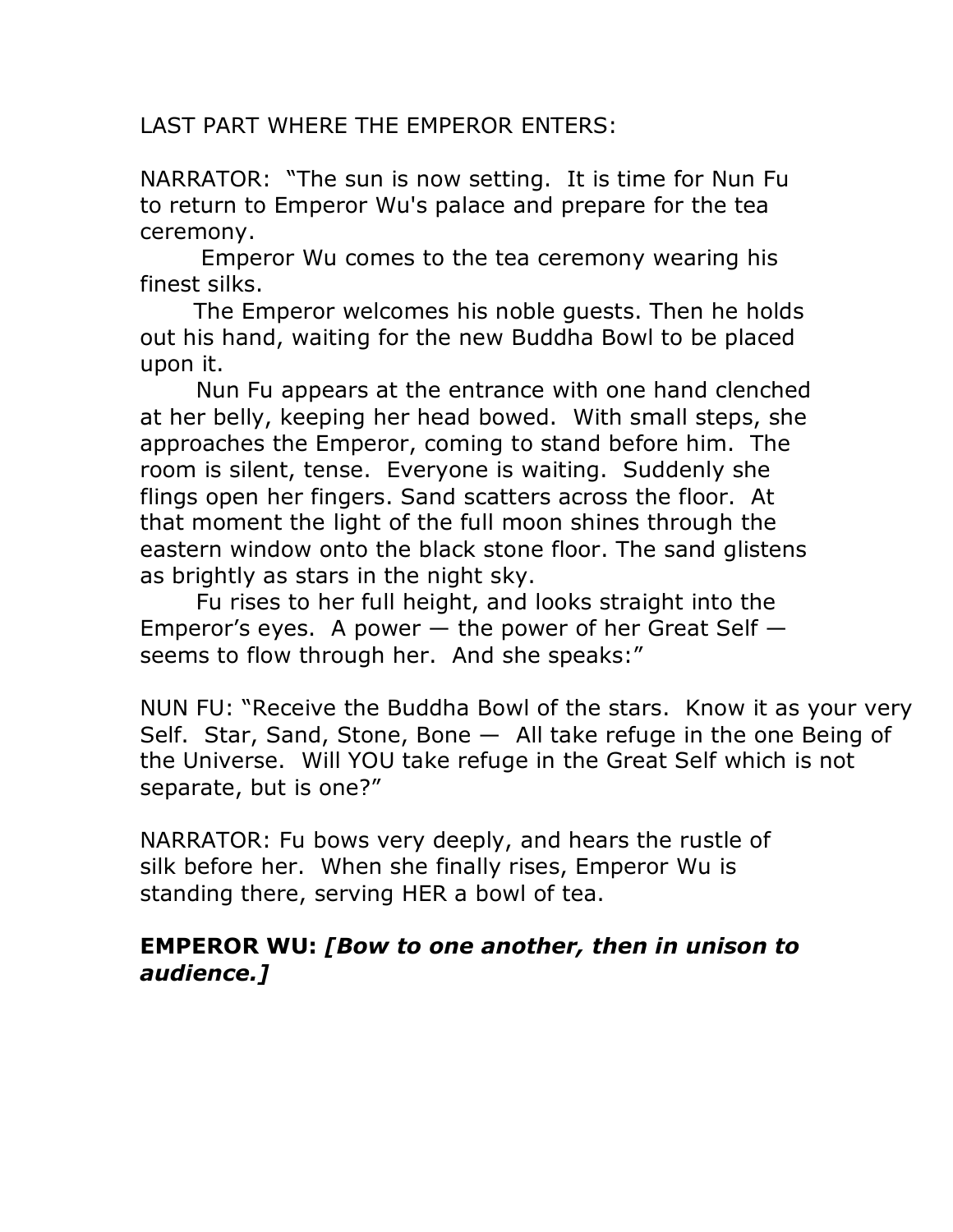LAST PART WHERE THE EMPEROR ENTERS:

NARRATOR: "The sun is now setting. It is time for Nun Fu to return to Emperor Wu's palace and prepare for the tea ceremony.

Emperor Wu comes to the tea ceremony wearing his finest silks.

The Emperor welcomes his noble guests. Then he holds out his hand, waiting for the new Buddha Bowl to be placed upon it.

Nun Fu appears at the entrance with one hand clenched at her belly, keeping her head bowed. With small steps, she approaches the Emperor, coming to stand before him. The room is silent, tense. Everyone is waiting. Suddenly she flings open her fingers. Sand scatters across the floor. At that moment the light of the full moon shines through the eastern window onto the black stone floor. The sand glistens as brightly as stars in the night sky.

Fu rises to her full height, and looks straight into the Emperor's eyes. A power — the power of her Great Self — seems to flow through her. And she speaks:"

NUN FU: "Receive the Buddha Bowl of the stars. Know it as your very Self. Star, Sand, Stone, Bone — All take refuge in the one Being of the Universe. Will YOU take refuge in the Great Self which is not separate, but is one?"

NARRATOR: Fu bows very deeply, and hears the rustle of silk before her. When she finally rises, Emperor Wu is standing there, serving HER a bowl of tea.

**EMPEROR WU:** ***[Bow to one another, then in unison to audience.]***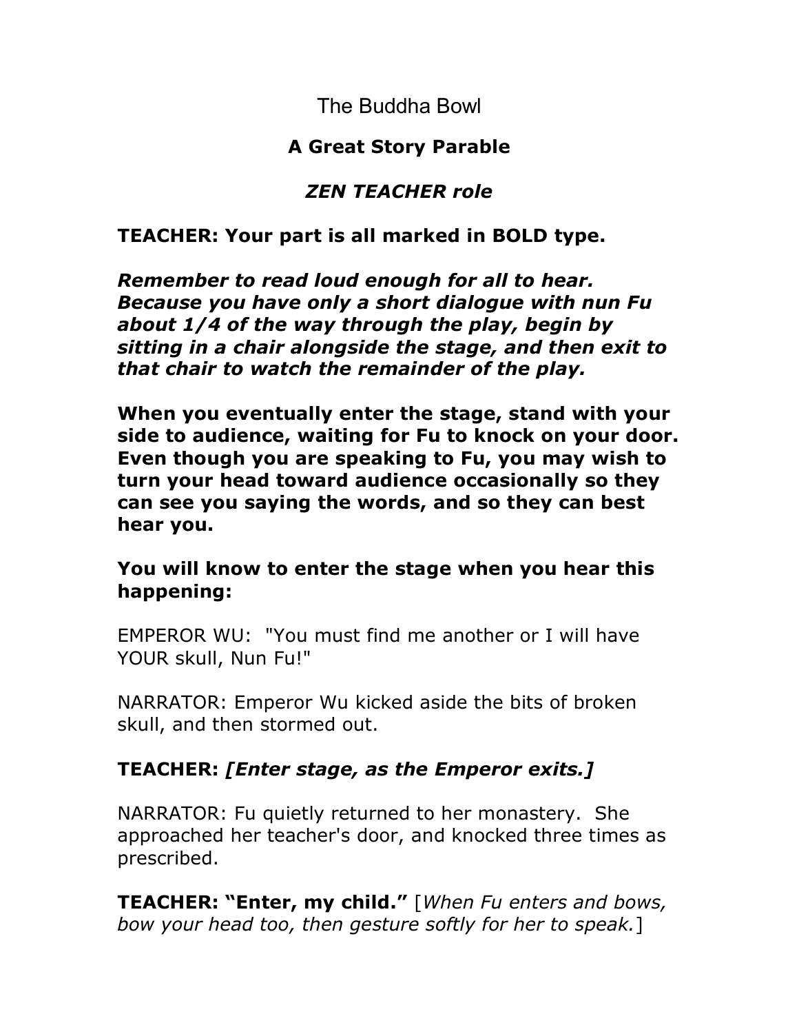# The Buddha Bowl

## A Great Story Parable

### *ZEN TEACHER role*

**TEACHER: Your part is all marked in BOLD type.**

***Remember to read loud enough for all to hear. Because you have only a short dialogue with nun Fu about 1/4 of the way through the play, begin by sitting in a chair alongside the stage, and then exit to that chair to watch the remainder of the play.***

**When you eventually enter the stage, stand with your side to audience, waiting for Fu to knock on your door. Even though you are speaking to Fu, you may wish to turn your head toward audience occasionally so they can see you saying the words, and so they can best hear you.**

**You will know to enter the stage when you hear this happening:**

EMPEROR WU: "You must find me another or I will have YOUR skull, Nun Fu!"

NARRATOR: Emperor Wu kicked aside the bits of broken skull, and then stormed out.

**TEACHER: *[Enter stage, as the Emperor exits.]***

NARRATOR: Fu quietly returned to her monastery. She approached her teacher's door, and knocked three times as prescribed.

**TEACHER: "Enter, my child."** [*When Fu enters and bows, bow your head too, then gesture softly for her to speak.*]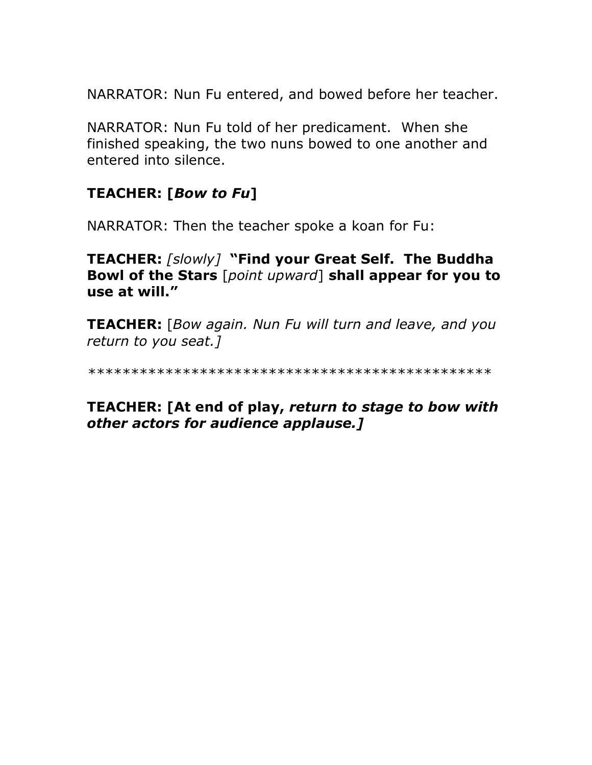NARRATOR: Nun Fu entered, and bowed before her teacher.

NARRATOR: Nun Fu told of her predicament. When she finished speaking, the two nuns bowed to one another and entered into silence.

**TEACHER: [*Bow to Fu*]**

NARRATOR: Then the teacher spoke a koan for Fu:

**TEACHER:** *[slowly]* **"Find your Great Self. The Buddha Bowl of the Stars** [*point upward*] **shall appear for you to use at will."**

**TEACHER:** [*Bow again. Nun Fu will turn and leave, and you return to you seat.]*

**********************************************

**TEACHER: [At end of play, *return to stage to bow with other actors for audience applause.]***